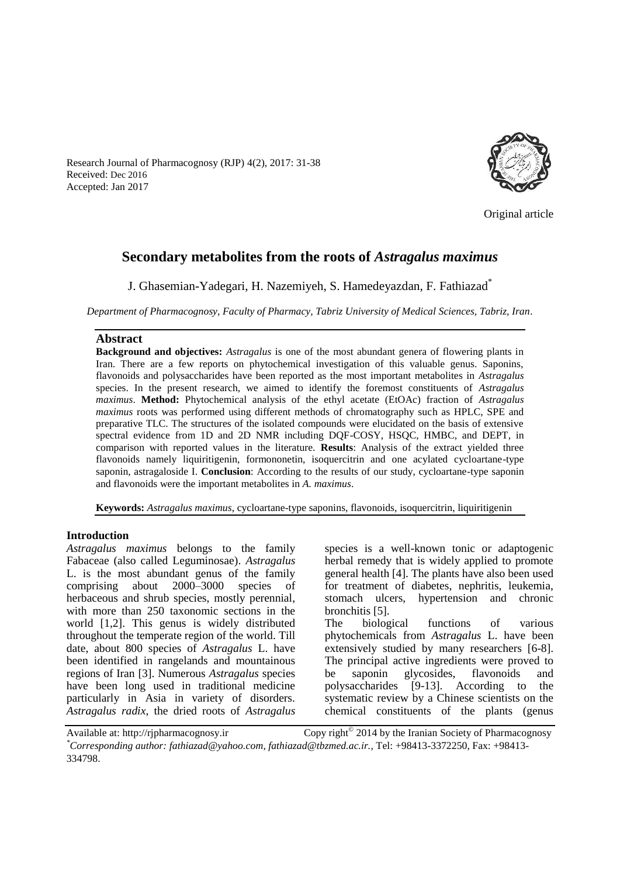Research Journal of Pharmacognosy (RJP) 4(2), 2017: 31-38
Received: Dec 2016
Accepted: Jan 2017

Original article

# Secondary metabolites from the roots of *Astragalus maximus*

J. Ghasemian-Yadegari, H. Nazemiyeh, S. Hamedeyazdan, F. Fathiazad*

*Department of Pharmacognosy, Faculty of Pharmacy, Tabriz University of Medical Sciences, Tabriz, Iran*.

## Abstract

**Background and objectives:** *Astragalus* is one of the most abundant genera of flowering plants in Iran. There are a few reports on phytochemical investigation of this valuable genus. Saponins, flavonoids and polysaccharides have been reported as the most important metabolites in *Astragalus* species. In the present research, we aimed to identify the foremost constituents of *Astragalus maximus*. **Method:** Phytochemical analysis of the ethyl acetate (EtOAc) fraction of *Astragalus maximus* roots was performed using different methods of chromatography such as HPLC, SPE and preparative TLC. The structures of the isolated compounds were elucidated on the basis of extensive spectral evidence from 1D and 2D NMR including DQF-COSY, HSQC, HMBC, and DEPT, in comparison with reported values in the literature. **Results**: Analysis of the extract yielded three flavonoids namely liquiritigenin, formononetin, isoquercitrin and one acylated cycloartane-type saponin, astragaloside I. **Conclusion**: According to the results of our study, cycloartane-type saponin and flavonoids were the important metabolites in *A. maximus*.

**Keywords:** *Astragalus maximus*, cycloartane-type saponins, flavonoids, isoquercitrin, liquiritigenin

## Introduction

*Astragalus maximus* belongs to the family Fabaceae (also called Leguminosae). *Astragalus* L. is the most abundant genus of the family comprising about 2000–3000 species of herbaceous and shrub species, mostly perennial, with more than 250 taxonomic sections in the world [1,2]. This genus is widely distributed throughout the temperate region of the world. Till date, about 800 species of *Astragalus* L. have been identified in rangelands and mountainous regions of Iran [3]. Numerous *Astragalus* species have been long used in traditional medicine particularly in Asia in variety of disorders. *Astragalus radix*, the dried roots of *Astragalus* species is a well-known tonic or adaptogenic herbal remedy that is widely applied to promote general health [4]. The plants have also been used for treatment of diabetes, nephritis, leukemia, stomach ulcers, hypertension and chronic bronchitis [5].

The biological functions of various phytochemicals from *Astragalus* L. have been extensively studied by many researchers [6-8]. The principal active ingredients were proved to be saponin glycosides, flavonoids and polysaccharides [9-13]. According to the systematic review by a Chinese scientists on the chemical constituents of the plants (genus

Available at: http://rjpharmacognosy.ir Copy right© 2014 by the Iranian Society of Pharmacognosy
*Corresponding author: fathiazad@yahoo.com, fathiazad@tbzmed.ac.ir., Tel: +98413-3372250, Fax: +98413-334798.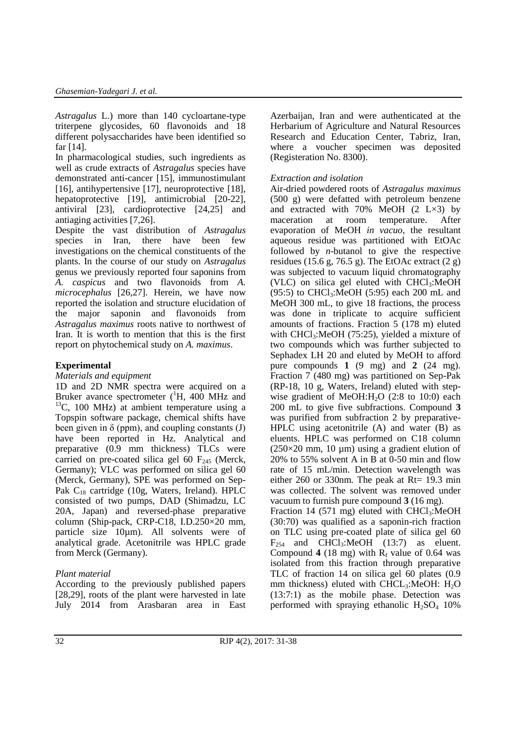*Astragalus* L.) more than 140 cycloartane-type triterpene glycosides, 60 flavonoids and 18 different polysaccharides have been identified so far [14].

In pharmacological studies, such ingredients as well as crude extracts of *Astragalus* species have demonstrated anti-cancer [15], immunostimulant [16], antihypertensive [17], neuroprotective [18], hepatoprotective [19], antimicrobial [20-22], antiviral [23], cardioprotective [24,25] and antiaging activities [7,26].

Despite the vast distribution of *Astragalus* species in Iran, there have been few investigations on the chemical constituents of the plants. In the course of our study on *Astragalus* genus we previously reported four saponins from *A. caspicus* and two flavonoids from *A. microcephalus* [26,27]. Herein, we have now reported the isolation and structure elucidation of the major saponin and flavonoids from *Astragalus maximus* roots native to northwest of Iran. It is worth to mention that this is the first report on phytochemical study on *A. maximus*.

## Experimental

### *Materials and equipment*

1D and 2D NMR spectra were acquired on a Bruker avance spectrometer ($^{1}H$, 400 MHz and $^{13}C$, 100 MHz) at ambient temperature using a Topspin software package, chemical shifts have been given in δ (ppm), and coupling constants (J) have been reported in Hz. Analytical and preparative (0.9 mm thickness) TLCs were carried on pre-coated silica gel 60 $F_{245}$ (Merck, Germany); VLC was performed on silica gel 60 (Merck, Germany), SPE was performed on Sep-Pak $C_{18}$ cartridge (10g, Waters, Ireland). HPLC consisted of two pumps, DAD (Shimadzu, LC 20A, Japan) and reversed-phase preparative column (Ship-pack, CRP-C18, I.D.250×20 mm, particle size 10µm). All solvents were of analytical grade. Acetonitrile was HPLC grade from Merck (Germany).

### *Plant material*

According to the previously published papers [28,29], roots of the plant were harvested in late July 2014 from Arasbaran area in East Azerbaijan, Iran and were authenticated at the Herbarium of Agriculture and Natural Resources Research and Education Center, Tabriz, Iran, where a voucher specimen was deposited (Registeration No. 8300).

### *Extraction and isolation*

Air-dried powdered roots of *Astragalus maximus* (500 g) were defatted with petroleum benzene and extracted with 70% MeOH (2 L×3) by maceration at room temperature. After evaporation of MeOH *in vacuo*, the resultant aqueous residue was partitioned with EtOAc followed by *n*-butanol to give the respective residues (15.6 g, 76.5 g). The EtOAc extract (2 g) was subjected to vacuum liquid chromatography (VLC) on silica gel eluted with $CHCl_3$:MeOH (95:5) to $CHCl_3$:MeOH (5:95) each 200 mL and MeOH 300 mL, to give 18 fractions, the process was done in triplicate to acquire sufficient amounts of fractions. Fraction 5 (178 m) eluted with $CHCl_3$:MeOH (75:25), yielded a mixture of two compounds which was further subjected to Sephadex LH 20 and eluted by MeOH to afford pure compounds **1** (9 mg) and **2** (24 mg). Fraction 7 (480 mg) was partitioned on Sep-Pak (RP-18, 10 g, Waters, Ireland) eluted with step-wise gradient of MeOH:$H_2O$ (2:8 to 10:0) each 200 mL to give five subfractions. Compound **3** was purified from subfraction 2 by preparative-HPLC using acetonitrile (A) and water (B) as eluents. HPLC was performed on C18 column (250×20 mm, 10 µm) using a gradient elution of 20% to 55% solvent A in B at 0-50 min and flow rate of 15 mL/min. Detection wavelength was either 260 or 330nm. The peak at Rt= 19.3 min was collected. The solvent was removed under vacuum to furnish pure compound **3** (16 mg).

Fraction 14 (571 mg) eluted with $CHCl_3$:MeOH (30:70) was qualified as a saponin-rich fraction on TLC using pre-coated plate of silica gel 60 $F_{254}$ and $CHCl_3$:MeOH (13:7) as eluent. Compound **4** (18 mg) with $R_f$ value of 0.64 was isolated from this fraction through preparative TLC of fraction 14 on silica gel 60 plates (0.9 mm thickness) eluted with $CHCL_3$:MeOH: $H_2O$ (13:7:1) as the mobile phase. Detection was performed with spraying ethanolic $H_2SO_4$ 10%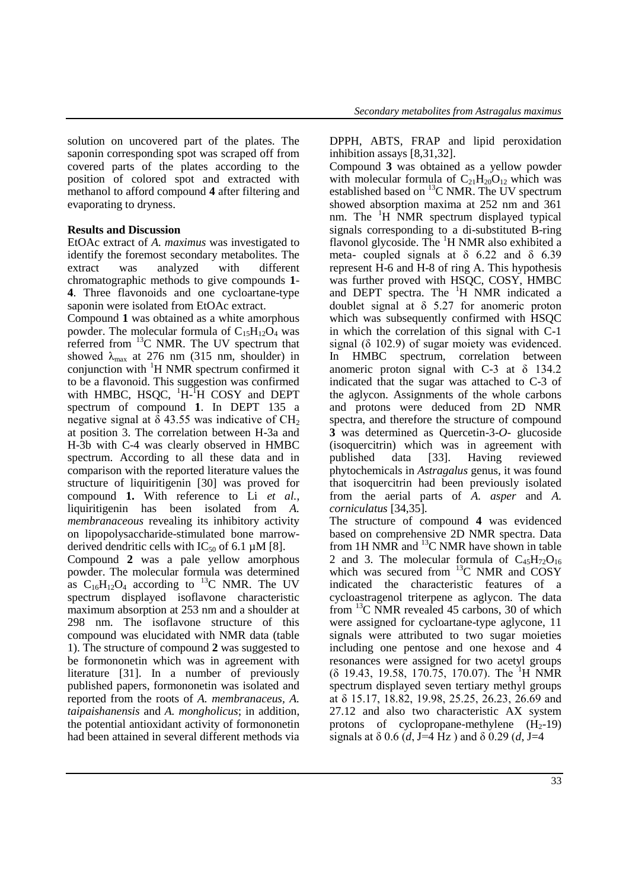solution on uncovered part of the plates. The saponin corresponding spot was scraped off from covered parts of the plates according to the position of colored spot and extracted with methanol to afford compound **4** after filtering and evaporating to dryness.

## Results and Discussion

EtOAc extract of *A. maximus* was investigated to identify the foremost secondary metabolites. The extract was analyzed with different chromatographic methods to give compounds **1**-**4**. Three flavonoids and one cycloartane-type saponin were isolated from EtOAc extract.

Compound **1** was obtained as a white amorphous powder. The molecular formula of $C_{15}H_{12}O_4$ was referred from $^{13}$C NMR. The UV spectrum that showed $\lambda_{max}$ at 276 nm (315 nm, shoulder) in conjunction with $^{1}$H NMR spectrum confirmed it to be a flavonoid. This suggestion was confirmed with HMBC, HSQC, $^{1}$H-$^{1}$H COSY and DEPT spectrum of compound **1**. In DEPT 135 a negative signal at δ 43.55 was indicative of $CH_2$ at position 3. The correlation between H-3a and H-3b with C-4 was clearly observed in HMBC spectrum. According to all these data and in comparison with the reported literature values the structure of liquiritigenin [30] was proved for compound **1.** With reference to Li *et al.*, liquiritigenin has been isolated from *A. membranaceous* revealing its inhibitory activity on lipopolysaccharide-stimulated bone marrow-derived dendritic cells with $IC_{50}$ of 6.1 µM [8].

Compound **2** was a pale yellow amorphous powder. The molecular formula was determined as $C_{16}H_{12}O_4$ according to $^{13}$C NMR. The UV spectrum displayed isoflavone characteristic maximum absorption at 253 nm and a shoulder at 298 nm. The isoflavone structure of this compound was elucidated with NMR data (table 1). The structure of compound **2** was suggested to be formononetin which was in agreement with literature [31]. In a number of previously published papers, formononetin was isolated and reported from the roots of *A. membranaceus*, *A. taipaishanensis* and *A. mongholicus*; in addition, the potential antioxidant activity of formononetin had been attained in several different methods via DPPH, ABTS, FRAP and lipid peroxidation inhibition assays [8,31,32].

Compound **3** was obtained as a yellow powder with molecular formula of $C_{21}H_{20}O_{12}$ which was established based on $^{13}$C NMR. The UV spectrum showed absorption maxima at 252 nm and 361 nm. The $^{1}$H NMR spectrum displayed typical signals corresponding to a di-substituted B-ring flavonol glycoside. The $^{1}$H NMR also exhibited a meta- coupled signals at δ 6.22 and δ 6.39 represent H-6 and H-8 of ring A. This hypothesis was further proved with HSQC, COSY, HMBC and DEPT spectra. The $^{1}$H NMR indicated a doublet signal at δ 5.27 for anomeric proton which was subsequently confirmed with HSQC in which the correlation of this signal with C-1 signal (δ 102.9) of sugar moiety was evidenced. In HMBC spectrum, correlation between anomeric proton signal with C-3 at δ 134.2 indicated that the sugar was attached to C-3 of the aglycon. Assignments of the whole carbons and protons were deduced from 2D NMR spectra, and therefore the structure of compound **3** was determined as Quercetin-3-*O*- glucoside (isoquercitrin) which was in agreement with published data [33]. Having reviewed phytochemicals in *Astragalus* genus, it was found that isoquercitrin had been previously isolated from the aerial parts of *A. asper* and *A. corniculatus* [34,35].

The structure of compound **4** was evidenced based on comprehensive 2D NMR spectra. Data from 1H NMR and $^{13}$C NMR have shown in table 2 and 3. The molecular formula of $C_{45}H_{72}O_{16}$ which was secured from $^{13}$C NMR and COSY indicated the characteristic features of a cycloastragenol triterpene as aglycon. The data from $^{13}$C NMR revealed 45 carbons, 30 of which were assigned for cycloartane-type aglycone, 11 signals were attributed to two sugar moieties including one pentose and one hexose and 4 resonances were assigned for two acetyl groups (δ 19.43, 19.58, 170.75, 170.07). The $^{1}$H NMR spectrum displayed seven tertiary methyl groups at δ 15.17, 18.82, 19.98, 25.25, 26.23, 26.69 and 27.12 and also two characteristic AX system protons of cyclopropane-methylene ($H_2$-19) signals at δ 0.6 (*d*, J=4 Hz ) and δ 0.29 (*d*, J=4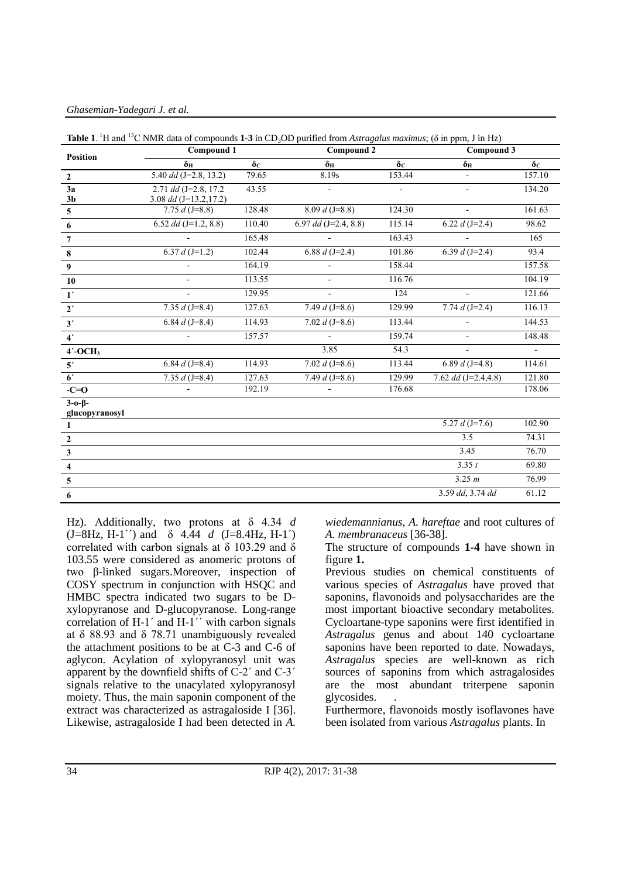**Table 1**. $^{1}H$ and $^{13}C$ NMR data of compounds **1-3** in $CD_3OD$ purified from *Astragalus maximus*; (δ in ppm, J in Hz)

| Position | Compound 1 | | Compound 2 | | Compound 3 | |
|---|---|---|---|---|---|---|
| | $\delta_H$ | $\delta_C$ | $\delta_H$ | $\delta_C$ | $\delta_H$ | $\delta_C$ |
| **2** | 5.40 *dd* (J=2.8, 13.2) | 79.65 | 8.19s | 153.44 | - | 157.10 |
| **3a** **3b** | 2.71 *dd* (J=2.8, 17.2 3.08 *dd* (J=13.2,17.2) | 43.55 | - | - | - | 134.20 |
| **5** | 7.75 *d* (J=8.8) | 128.48 | 8.09 *d* (J=8.8) | 124.30 | - | 161.63 |
| **6** | 6.52 *dd* (J=1.2, 8.8) | 110.40 | 6.97 *dd* (J=2.4, 8.8) | 115.14 | 6.22 *d* (J=2.4) | 98.62 |
| **7** | - | 165.48 | - | 163.43 | - | 165 |
| **8** | 6.37 *d* (J=1.2) | 102.44 | 6.88 *d* (J=2.4) | 101.86 | 6.39 *d* (J=2.4) | 93.4 |
| **9** | - | 164.19 | - | 158.44 | | 157.58 |
| **10** | - | 113.55 | - | 116.76 | | 104.19 |
| **1´** | - | 129.95 | - | 124 | - | 121.66 |
| **2´** | 7.35 *d* (J=8.4) | 127.63 | 7.49 *d* (J=8.6) | 129.99 | 7.74 *d* (J=2.4) | 116.13 |
| **3´** | 6.84 *d* (J=8.4) | 114.93 | 7.02 *d* (J=8.6) | 113.44 | - | 144.53 |
| **4´** | - | 157.57 | - | 159.74 | - | 148.48 |
| **4´-OCH$_3$** | | | 3.85 | 54.3 | - | - |
| **5´** | 6.84 *d* (J=8.4) | 114.93 | 7.02 *d* (J=8.6) | 113.44 | 6.89 *d* (J=4.8) | 114.61 |
| **6´** | 7.35 *d* (J=8.4) | 127.63 | 7.49 *d* (J=8.6) | 129.99 | 7.62 *dd* (J=2.4,4.8) | 121.80 |
| **-C=O** | - | 192.19 | - | 176.68 | | 178.06 |
| **3-o-β-glucopyranosyl** | | | | | | |
| **1** | | | | | 5.27 *d* (J=7.6) | 102.90 |
| **2** | | | | | 3.5 | 74.31 |
| **3** | | | | | 3.45 | 76.70 |
| **4** | | | | | 3.35 *t* | 69.80 |
| **5** | | | | | 3.25 *m* | 76.99 |
| **6** | | | | | 3.59 *dd*, 3.74 *dd* | 61.12 |

Hz). Additionally, two protons at δ 4.34 *d* (J=8Hz, H-1´´) and δ 4.44 *d* (J=8.4Hz, H-1´) correlated with carbon signals at δ 103.29 and δ 103.55 were considered as anomeric protons of two β-linked sugars.Moreover, inspection of COSY spectrum in conjunction with HSQC and HMBC spectra indicated two sugars to be D-xylopyranose and D-glucopyranose. Long-range correlation of H-1´ and H-1´´ with carbon signals at δ 88.93 and δ 78.71 unambiguously revealed the attachment positions to be at C-3 and C-6 of aglycon. Acylation of xylopyranosyl unit was apparent by the downfield shifts of C-2´ and C-3´ signals relative to the unacylated xylopyranosyl moiety. Thus, the main saponin component of the extract was characterized as astragaloside I [36]. Likewise, astragaloside I had been detected in *A. wiedemannianus*, *A. hareftae* and root cultures of *A. membranaceus* [36-38].

The structure of compounds **1-4** have shown in figure **1.**

Previous studies on chemical constituents of various species of *Astragalus* have proved that saponins, flavonoids and polysaccharides are the most important bioactive secondary metabolites. Cycloartane-type saponins were first identified in *Astragalus* genus and about 140 cycloartane saponins have been reported to date. Nowadays, *Astragalus* species are well-known as rich sources of saponins from which astragalosides are the most abundant triterpene saponin glycosides. .

Furthermore, flavonoids mostly isoflavones have been isolated from various *Astragalus* plants. In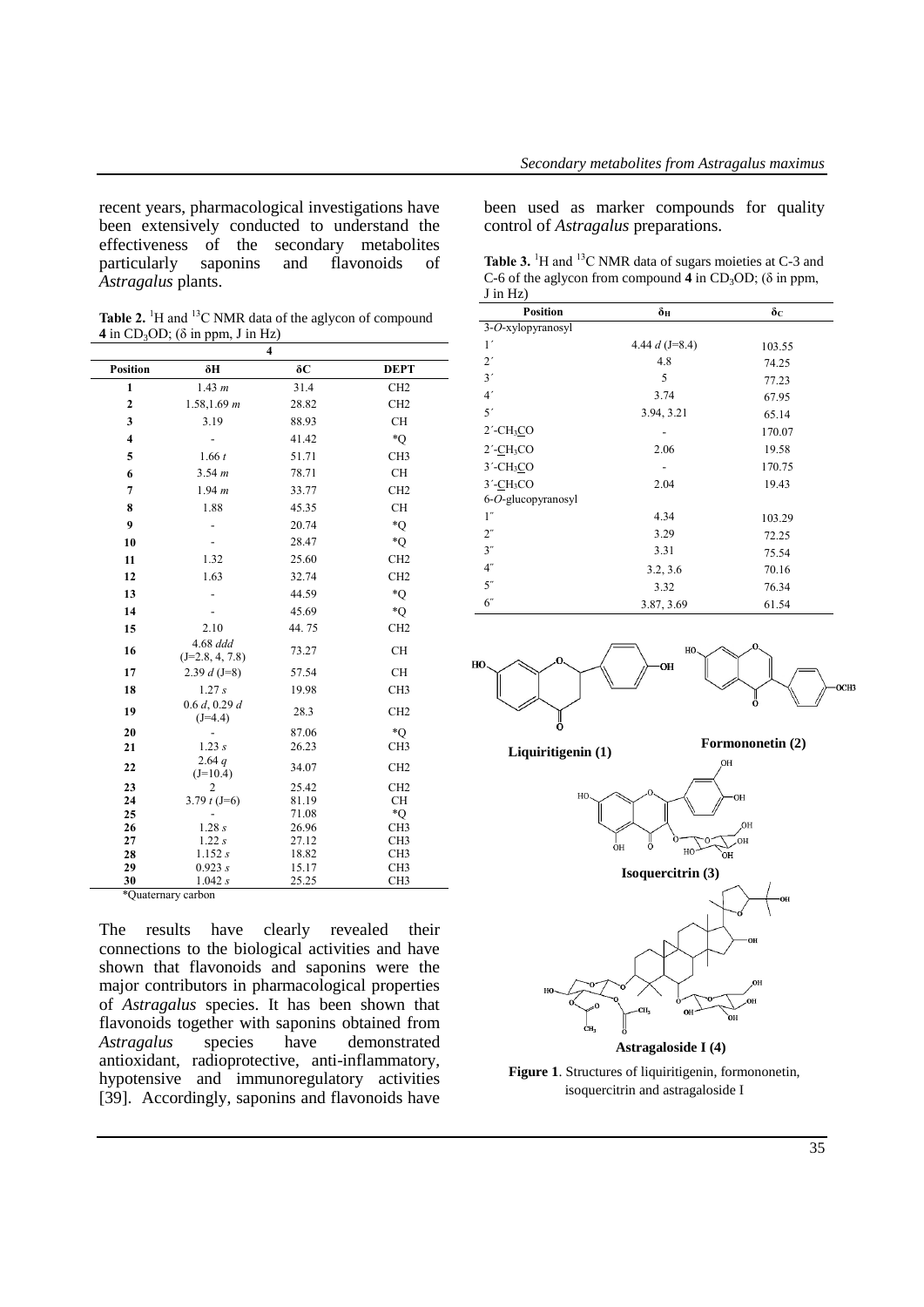recent years, pharmacological investigations have been extensively conducted to understand the effectiveness of the secondary metabolites particularly saponins and flavonoids of *Astragalus* plants.

**Table 2.** [1]H and [13]C NMR data of the aglycon of compound **4** in $CD_3OD$; (δ in ppm, J in Hz)

| | **4** | | |
|---|---|---|---|
| **Position** | **δH** | **δC** | **DEPT** |
| **1** | 1.43 *m* | 31.4 | CH2 |
| **2** | 1.58,1.69 *m* | 28.82 | CH2 |
| **3** | 3.19 | 88.93 | CH |
| **4** | - | 41.42 | *Q |
| **5** | 1.66 *t* | 51.71 | CH3 |
| **6** | 3.54 *m* | 78.71 | CH |
| **7** | 1.94 *m* | 33.77 | CH2 |
| **8** | 1.88 | 45.35 | CH |
| **9** | - | 20.74 | *Q |
| **10** | - | 28.47 | *Q |
| **11** | 1.32 | 25.60 | CH2 |
| **12** | 1.63 | 32.74 | CH2 |
| **13** | - | 44.59 | *Q |
| **14** | - | 45.69 | *Q |
| **15** | 2.10 | 44. 75 | CH2 |
| **16** | 4.68 *ddd* (J=2.8, 4, 7.8) | 73.27 | CH |
| **17** | 2.39 *d* (J=8) | 57.54 | CH |
| **18** | 1.27 *s* | 19.98 | CH3 |
| **19** | 0.6 *d*, 0.29 *d* (J=4.4) | 28.3 | CH2 |
| **20** | - | 87.06 | *Q |
| **21** | 1.23 *s* | 26.23 | CH3 |
| **22** | 2.64 *q* (J=10.4) | 34.07 | CH2 |
| **23** | 2 | 25.42 | CH2 |
| **24** | 3.79 *t* (J=6) | 81.19 | CH |
| **25** | - | 71.08 | *Q |
| **26** | 1.28 *s* | 26.96 | CH3 |
| **27** | 1.22 *s* | 27.12 | CH3 |
| **28** | 1.152 *s* | 18.82 | CH3 |
| **29** | 0.923 *s* | 15.17 | CH3 |
| **30** | 1.042 *s* | 25.25 | CH3 |

*Quaternary carbon

The results have clearly revealed their connections to the biological activities and have shown that flavonoids and saponins were the major contributors in pharmacological properties of *Astragalus* species. It has been shown that flavonoids together with saponins obtained from *Astragalus* species have demonstrated antioxidant, radioprotective, anti-inflammatory, hypotensive and immunoregulatory activities [39]. Accordingly, saponins and flavonoids have been used as marker compounds for quality control of *Astragalus* preparations.

**Table 3.** [1]H and [13]C NMR data of sugars moieties at C-3 and C-6 of the aglycon from compound **4** in $CD_3OD$; (δ in ppm, J in Hz)

| Position | $\delta_H$ | $\delta_C$ |
|---|---|---|
| 3-*O*-xylopyranosyl | | |
| 1´ | 4.44 *d* (J=8.4) | 103.55 |
| 2´ | 4.8 | 74.25 |
| 3´ | 5 | 77.23 |
| 4´ | 3.74 | 67.95 |
| 5´ | 3.94, 3.21 | 65.14 |
| 2´-$CH_3$<u>C</u>O | - | 170.07 |
| 2´-<u>C</u>$H_3$CO | 2.06 | 19.58 |
| 3´-$CH_3$<u>C</u>O | - | 170.75 |
| 3´-<u>C</u>$H_3$CO | 2.04 | 19.43 |
| 6-*O*-glucopyranosyl | | |
| 1˝ | 4.34 | 103.29 |
| 2˝ | 3.29 | 72.25 |
| 3˝ | 3.31 | 75.54 |
| 4˝ | 3.2, 3.6 | 70.16 |
| 5˝ | 3.32 | 76.34 |
| 6˝ | 3.87, 3.69 | 61.54 |

Liquiritigenin (1)

Formononetin (2)

Isoquercitrin (3)

Astragaloside I (4)

**Figure 1**. Structures of liquiritigenin, formononetin, isoquercitrin and astragaloside I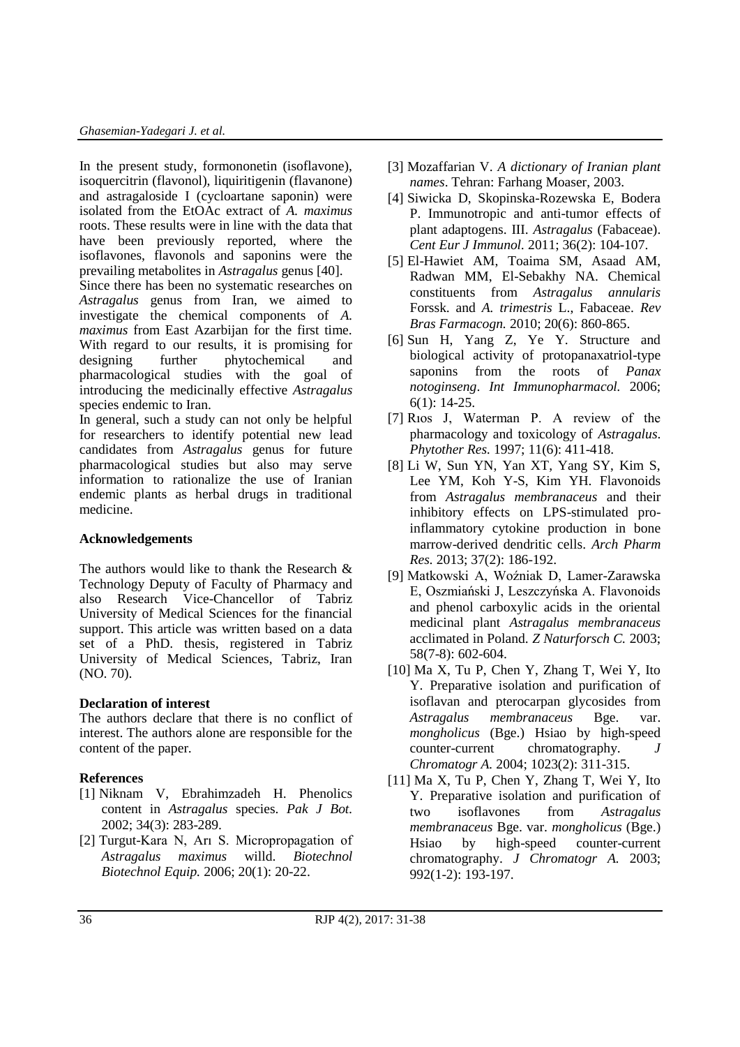In the present study, formononetin (isoflavone), isoquercitrin (flavonol), liquiritigenin (flavanone) and astragaloside I (cycloartane saponin) were isolated from the EtOAc extract of *A. maximus* roots. These results were in line with the data that have been previously reported, where the isoflavones, flavonols and saponins were the prevailing metabolites in *Astragalus* genus [40].

Since there has been no systematic researches on *Astragalus* genus from Iran, we aimed to investigate the chemical components of *A. maximus* from East Azarbijan for the first time. With regard to our results, it is promising for designing further phytochemical and pharmacological studies with the goal of introducing the medicinally effective *Astragalus* species endemic to Iran.

In general, such a study can not only be helpful for researchers to identify potential new lead candidates from *Astragalus* genus for future pharmacological studies but also may serve information to rationalize the use of Iranian endemic plants as herbal drugs in traditional medicine.

## Acknowledgements

The authors would like to thank the Research & Technology Deputy of Faculty of Pharmacy and also Research Vice-Chancellor of Tabriz University of Medical Sciences for the financial support. This article was written based on a data set of a PhD. thesis, registered in Tabriz University of Medical Sciences, Tabriz, Iran (NO. 70).

## Declaration of interest

The authors declare that there is no conflict of interest. The authors alone are responsible for the content of the paper.

## References

[1] Niknam V, Ebrahimzadeh H. Phenolics content in *Astragalus* species. *Pak J Bot.* 2002; 34(3): 283-289.

[2] Turgut-Kara N, Arı S. Micropropagation of *Astragalus maximus* willd. *Biotechnol Biotechnol Equip.* 2006; 20(1): 20-22.

[3] Mozaffarian V. *A dictionary of Iranian plant names*. Tehran: Farhang Moaser, 2003.

[4] Siwicka D, Skopinska-Rozewska E, Bodera P. Immunotropic and anti-tumor effects of plant adaptogens. III. *Astragalus* (Fabaceae). *Cent Eur J Immunol.* 2011; 36(2): 104-107.

[5] El-Hawiet AM, Toaima SM, Asaad AM, Radwan MM, El-Sebakhy NA. Chemical constituents from *Astragalus annularis* Forssk. and *A. trimestris* L., Fabaceae. *Rev Bras Farmacogn.* 2010; 20(6): 860-865.

[6] Sun H, Yang Z, Ye Y. Structure and biological activity of protopanaxatriol-type saponins from the roots of *Panax notoginseng*. *Int Immunopharmacol.* 2006; 6(1): 14-25.

[7] Rıos J, Waterman P. A review of the pharmacology and toxicology of *Astragalus*. *Phytother Res.* 1997; 11(6): 411-418.

[8] Li W, Sun YN, Yan XT, Yang SY, Kim S, Lee YM, Koh Y-S, Kim YH. Flavonoids from *Astragalus membranaceus* and their inhibitory effects on LPS-stimulated pro-inflammatory cytokine production in bone marrow-derived dendritic cells. *Arch Pharm Res.* 2013; 37(2): 186-192.

[9] Matkowski A, Woźniak D, Lamer-Zarawska E, Oszmiański J, Leszczyńska A. Flavonoids and phenol carboxylic acids in the oriental medicinal plant *Astragalus membranaceus* acclimated in Poland. *Z Naturforsch C.* 2003; 58(7-8): 602-604.

[10] Ma X, Tu P, Chen Y, Zhang T, Wei Y, Ito Y. Preparative isolation and purification of isoflavan and pterocarpan glycosides from *Astragalus membranaceus* Bge. var. *mongholicus* (Bge.) Hsiao by high-speed counter-current chromatography. *J Chromatogr A.* 2004; 1023(2): 311-315.

[11] Ma X, Tu P, Chen Y, Zhang T, Wei Y, Ito Y. Preparative isolation and purification of two isoflavones from *Astragalus membranaceus* Bge. var. *mongholicus* (Bge.) Hsiao by high-speed counter-current chromatography. *J Chromatogr A.* 2003; 992(1-2): 193-197.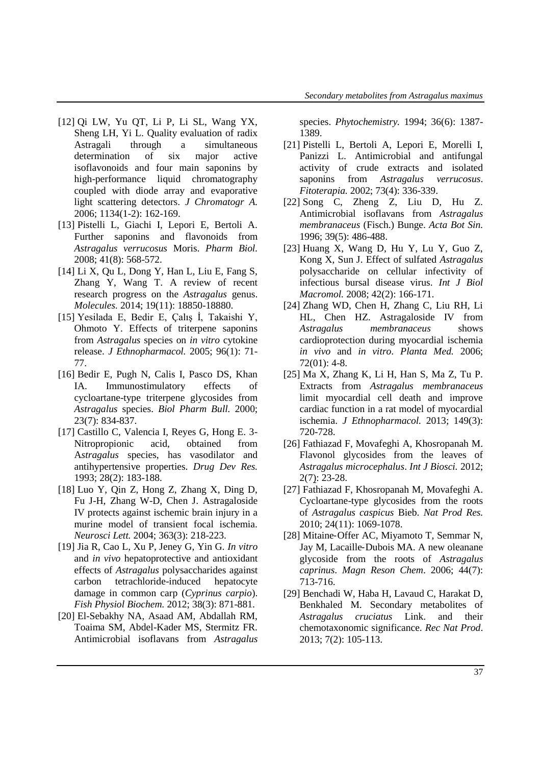[12] Qi LW, Yu QT, Li P, Li SL, Wang YX, Sheng LH, Yi L. Quality evaluation of radix Astragali through a simultaneous determination of six major active isoflavonoids and four main saponins by high-performance liquid chromatography coupled with diode array and evaporative light scattering detectors. *J Chromatogr A.* 2006; 1134(1-2): 162-169.

[13] Pistelli L, Giachi I, Lepori E, Bertoli A. Further saponins and flavonoids from *Astragalus verrucosus* Moris. *Pharm Biol.* 2008; 41(8): 568-572.

[14] Li X, Qu L, Dong Y, Han L, Liu E, Fang S, Zhang Y, Wang T. A review of recent research progress on the *Astragalus* genus. *Molecules*. 2014; 19(11): 18850-18880.

[15] Yesilada E, Bedir E, Çalış İ, Takaishi Y, Ohmoto Y. Effects of triterpene saponins from *Astragalus* species on *in vitro* cytokine release. *J Ethnopharmacol.* 2005; 96(1): 71-77.

[16] Bedir E, Pugh N, Calis I, Pasco DS, Khan IA. Immunostimulatory effects of cycloartane-type triterpene glycosides from *Astragalus* species. *Biol Pharm Bull.* 2000; 23(7): 834-837.

[17] Castillo C, Valencia I, Reyes G, Hong E. 3-Nitropropionic acid, obtained from A*stragalus* species, has vasodilator and antihypertensive properties. *Drug Dev Res.* 1993; 28(2): 183-188.

[18] Luo Y, Qin Z, Hong Z, Zhang X, Ding D, Fu J-H, Zhang W-D, Chen J. Astragaloside IV protects against ischemic brain injury in a murine model of transient focal ischemia. *Neurosci Lett.* 2004; 363(3): 218-223.

[19] Jia R, Cao L, Xu P, Jeney G, Yin G. *In vitro* and *in vivo* hepatoprotective and antioxidant effects of *Astragalus* polysaccharides against carbon tetrachloride-induced hepatocyte damage in common carp (*Cyprinus carpio*). *Fish Physiol Biochem.* 2012; 38(3): 871-881.

[20] El-Sebakhy NA, Asaad AM, Abdallah RM, Toaima SM, Abdel-Kader MS, Stermitz FR. Antimicrobial isoflavans from *Astragalus* species. *Phytochemistry.* 1994; 36(6): 1387-1389.

[21] Pistelli L, Bertoli A, Lepori E, Morelli I, Panizzi L. Antimicrobial and antifungal activity of crude extracts and isolated saponins from *Astragalus verrucosus*. *Fitoterapia.* 2002; 73(4): 336-339.

[22] Song C, Zheng Z, Liu D, Hu Z. Antimicrobial isoflavans from *Astragalus membranaceus* (Fisch.) Bunge. *Acta Bot Sin.* 1996; 39(5): 486-488.

[23] Huang X, Wang D, Hu Y, Lu Y, Guo Z, Kong X, Sun J. Effect of sulfated *Astragalus* polysaccharide on cellular infectivity of infectious bursal disease virus. *Int J Biol Macromol.* 2008; 42(2): 166-171.

[24] Zhang WD, Chen H, Zhang C, Liu RH, Li HL, Chen HZ. Astragaloside IV from *Astragalus membranaceus* shows cardioprotection during myocardial ischemia *in vivo* and *in vitro*. *Planta Med.* 2006; 72(01): 4-8.

[25] Ma X, Zhang K, Li H, Han S, Ma Z, Tu P. Extracts from *Astragalus membranaceus* limit myocardial cell death and improve cardiac function in a rat model of myocardial ischemia. *J Ethnopharmacol.* 2013; 149(3): 720-728.

[26] Fathiazad F, Movafeghi A, Khosropanah M. Flavonol glycosides from the leaves of *Astragalus microcephalus*. *Int J Biosci.* 2012; 2(7): 23-28.

[27] Fathiazad F, Khosropanah M, Movafeghi A. Cycloartane-type glycosides from the roots of *Astragalus caspicus* Bieb. *Nat Prod Res.* 2010; 24(11): 1069-1078.

[28] Mitaine-Offer AC, Miyamoto T, Semmar N, Jay M, Lacaille-Dubois MA. A new oleanane glycoside from the roots of *Astragalus caprinus*. *Magn Reson Chem*. 2006; 44(7): 713-716.

[29] Benchadi W, Haba H, Lavaud C, Harakat D, Benkhaled M. Secondary metabolites of *Astragalus cruciatus* Link. and their chemotaxonomic significance. *Rec Nat Prod*. 2013; 7(2): 105-113.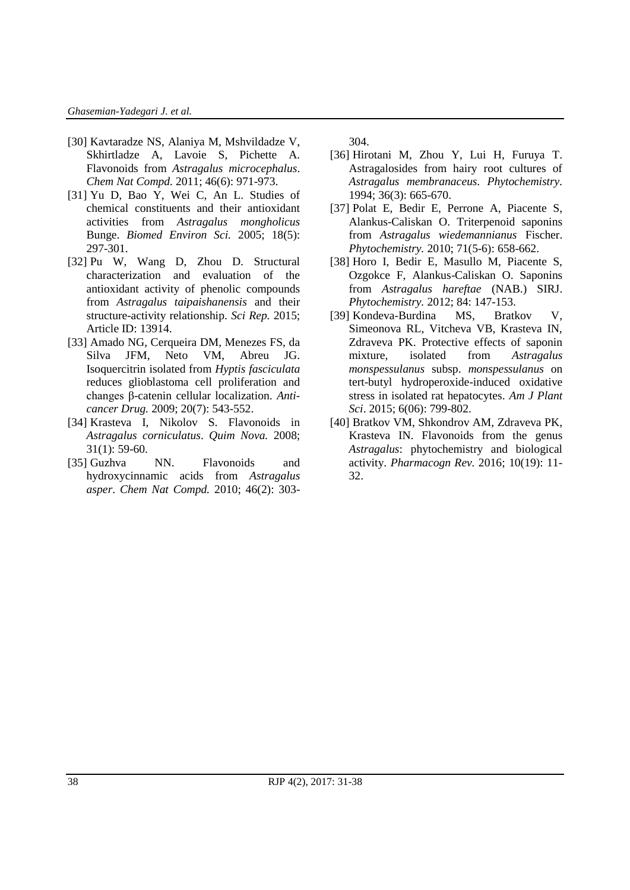[30] Kavtaradze NS, Alaniya M, Mshvildadze V, Skhirtladze A, Lavoie S, Pichette A. Flavonoids from *Astragalus microcephalus*. *Chem Nat Compd.* 2011; 46(6): 971-973.

[31] Yu D, Bao Y, Wei C, An L. Studies of chemical constituents and their antioxidant activities from *Astragalus mongholicus* Bunge. *Biomed Environ Sci.* 2005; 18(5): 297-301.

[32] Pu W, Wang D, Zhou D. Structural characterization and evaluation of the antioxidant activity of phenolic compounds from *Astragalus taipaishanensis* and their structure-activity relationship. *Sci Rep.* 2015; Article ID: 13914.

[33] Amado NG, Cerqueira DM, Menezes FS, da Silva JFM, Neto VM, Abreu JG. Isoquercitrin isolated from *Hyptis fasciculata* reduces glioblastoma cell proliferation and changes β-catenin cellular localization. *Anti-cancer Drug.* 2009; 20(7): 543-552.

[34] Krasteva I, Nikolov S. Flavonoids in *Astragalus corniculatus*. *Quim Nova.* 2008; 31(1): 59-60.

[35] Guzhva NN. Flavonoids and hydroxycinnamic acids from *Astragalus asper*. *Chem Nat Compd.* 2010; 46(2): 303-304.

[36] Hirotani M, Zhou Y, Lui H, Furuya T. Astragalosides from hairy root cultures of *Astragalus membranaceus*. *Phytochemistry*. 1994; 36(3): 665-670.

[37] Polat E, Bedir E, Perrone A, Piacente S, Alankus-Caliskan O. Triterpenoid saponins from *Astragalus wiedemannianus* Fischer. *Phytochemistry.* 2010; 71(5-6): 658-662.

[38] Horo I, Bedir E, Masullo M, Piacente S, Ozgokce F, Alankus-Caliskan O. Saponins from *Astragalus hareftae* (NAB.) SIRJ. *Phytochemistry.* 2012; 84: 147-153.

[39] Kondeva-Burdina MS, Bratkov V, Simeonova RL, Vitcheva VB, Krasteva IN, Zdraveva PK. Protective effects of saponin mixture, isolated from *Astragalus monspessulanus* subsp. *monspessulanus* on tert-butyl hydroperoxide-induced oxidative stress in isolated rat hepatocytes. *Am J Plant Sci*. 2015; 6(06): 799-802.

[40] Bratkov VM, Shkondrov AM, Zdraveva PK, Krasteva IN. Flavonoids from the genus *Astragalus*: phytochemistry and biological activity. *Pharmacogn Rev.* 2016; 10(19): 11-32.